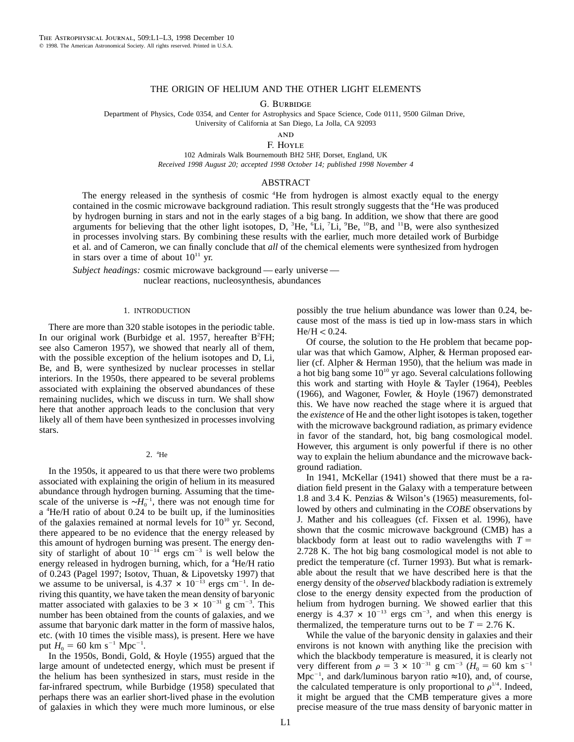# THE ORIGIN OF HELIUM AND THE OTHER LIGHT ELEMENTS

G. Burbidge

Department of Physics, Code 0354, and Center for Astrophysics and Space Science, Code 0111, 9500 Gilman Drive, University of California at San Diego, La Jolla, CA 92093

and

F. Hoyle

102 Admirals Walk Bournemouth BH2 5HF, Dorset, England, UK

*Received 1998 August 20; accepted 1998 October 14; published 1998 November 4*

## ABSTRACT

The energy released in the synthesis of cosmic $^4$He from hydrogen is almost exactly equal to the energy contained in the cosmic microwave background radiation. This result strongly suggests that the $^4$He was produced by hydrogen burning in stars and not in the early stages of a big bang. In addition, we show that there are good arguments for believing that the other light isotopes, D, $^3$He, $^6$Li, $^7$Li, $^9$Be, $^{10}$B, and $^{11}$B, were also synthesized in processes involving stars. By combining these results with the earlier, much more detailed work of Burbidge et al. and of Cameron, we can finally conclude that *all* of the chemical elements were synthesized from hydrogen in stars over a time of about $10^{11}$ yr.

*Subject headings:* cosmic microwave background — early universe — nuclear reactions, nucleosynthesis, abundances

## 1. INTRODUCTION

There are more than 320 stable isotopes in the periodic table. In our original work (Burbidge et al. 1957, hereafter B$^2$FH; see also Cameron 1957), we showed that nearly all of them, with the possible exception of the helium isotopes and D, Li, Be, and B, were synthesized by nuclear processes in stellar interiors. In the 1950s, there appeared to be several problems associated with explaining the observed abundances of these remaining nuclides, which we discuss in turn. We shall show here that another approach leads to the conclusion that very likely all of them have been synthesized in processes involving stars.

## 2. $^4$He

In the 1950s, it appeared to us that there were two problems associated with explaining the origin of helium in its measured abundance through hydrogen burning. Assuming that the timescale of the universe is $\sim H_0^{-1}$, there was not enough time for a $^4$He/H ratio of about 0.24 to be built up, if the luminosities of the galaxies remained at normal levels for $10^{10}$ yr. Second, there appeared to be no evidence that the energy released by this amount of hydrogen burning was present. The energy density of starlight of about $10^{-14}$ ergs cm$^{-3}$ is well below the energy released in hydrogen burning, which, for a $^4$He/H ratio of 0.243 (Pagel 1997; Isotov, Thuan, & Lipovetsky 1997) that we assume to be universal, is $4.37 \times 10^{-13}$ ergs cm$^{-1}$. In deriving this quantity, we have taken the mean density of baryonic matter associated with galaxies to be $3 \times 10^{-31}$ g cm$^{-3}$. This number has been obtained from the counts of galaxies, and we assume that baryonic dark matter in the form of massive halos, etc. (with 10 times the visible mass), is present. Here we have put $H_0 = 60$ km s$^{-1}$ Mpc$^{-1}$.

In the 1950s, Bondi, Gold, & Hoyle (1955) argued that the large amount of undetected energy, which must be present if the helium has been synthesized in stars, must reside in the far-infrared spectrum, while Burbidge (1958) speculated that perhaps there was an earlier short-lived phase in the evolution of galaxies in which they were much more luminous, or else possibly the true helium abundance was lower than 0.24, because most of the mass is tied up in low-mass stars in which He/H < 0.24.

Of course, the solution to the He problem that became popular was that which Gamow, Alpher, & Herman proposed earlier (cf. Alpher & Herman 1950), that the helium was made in a hot big bang some $10^{10}$ yr ago. Several calculations following this work and starting with Hoyle & Tayler (1964), Peebles (1966), and Wagoner, Fowler, & Hoyle (1967) demonstrated this. We have now reached the stage where it is argued that the *existence* of He and the other light isotopes is taken, together with the microwave background radiation, as primary evidence in favor of the standard, hot, big bang cosmological model. However, this argument is only powerful if there is no other way to explain the helium abundance and the microwave background radiation.

In 1941, McKellar (1941) showed that there must be a radiation field present in the Galaxy with a temperature between 1.8 and 3.4 K. Penzias & Wilson's (1965) measurements, followed by others and culminating in the *COBE* observations by J. Mather and his colleagues (cf. Fixsen et al. 1996), have shown that the cosmic microwave background (CMB) has a blackbody form at least out to radio wavelengths with $T = 2.728$ K. The hot big bang cosmological model is not able to predict the temperature (cf. Turner 1993). But what is remarkable about the result that we have described here is that the energy density of the *observed* blackbody radiation is extremely close to the energy density expected from the production of helium from hydrogen burning. We showed earlier that this energy is $4.37 \times 10^{-13}$ ergs cm$^{-3}$, and when this energy is thermalized, the temperature turns out to be $T = 2.76$ K.

While the value of the baryonic density in galaxies and their environs is not known with anything like the precision with which the blackbody temperature is measured, it is clearly not very different from $\rho = 3 \times 10^{-31}$ g cm$^{-3}$ ($H_0 = 60$ km s$^{-1}$ Mpc$^{-1}$, and dark/luminous baryon ratio $\approx$10), and, of course, the calculated temperature is only proportional to $\rho^{1/4}$. Indeed, it might be argued that the CMB temperature gives a more precise measure of the true mass density of baryonic matter in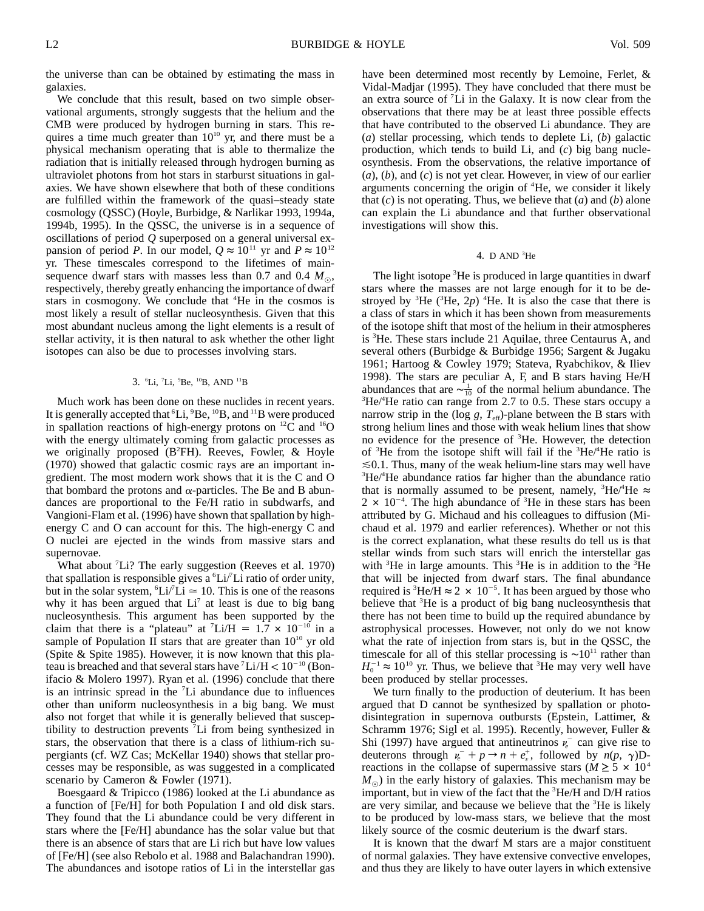the universe than can be obtained by estimating the mass in galaxies.

We conclude that this result, based on two simple observational arguments, strongly suggests that the helium and the CMB were produced by hydrogen burning in stars. This requires a time much greater than $10^{10}$ yr, and there must be a physical mechanism operating that is able to thermalize the radiation that is initially released through hydrogen burning as ultraviolet photons from hot stars in starburst situations in galaxies. We have shown elsewhere that both of these conditions are fulfilled within the framework of the quasi–steady state cosmology (QSSC) (Hoyle, Burbidge, & Narlikar 1993, 1994a, 1994b, 1995). In the QSSC, the universe is in a sequence of oscillations of period $Q$ superposed on a general universal expansion of period $P$. In our model, $Q \approx 10^{11}$ yr and $P \approx 10^{12}$ yr. These timescales correspond to the lifetimes of main-sequence dwarf stars with masses less than 0.7 and 0.4 $M_\odot$, respectively, thereby greatly enhancing the importance of dwarf stars in cosmogony. We conclude that $^4$He in the cosmos is most likely a result of stellar nucleosynthesis. Given that this most abundant nucleus among the light elements is a result of stellar activity, it is then natural to ask whether the other light isotopes can also be due to processes involving stars.

## 3. $^6$Li, $^7$Li, $^9$Be, $^{10}$B, AND $^{11}$B

Much work has been done on these nuclides in recent years. It is generally accepted that $^6$Li, $^9$Be, $^{10}$B, and $^{11}$B were produced in spallation reactions of high-energy protons on $^{12}$C and $^{16}$O with the energy ultimately coming from galactic processes as we originally proposed (B$^2$FH). Reeves, Fowler, & Hoyle (1970) showed that galactic cosmic rays are an important ingredient. The most modern work shows that it is the C and O that bombard the protons and $\alpha$-particles. The Be and B abundances are proportional to the Fe/H ratio in subdwarfs, and Vangioni-Flam et al. (1996) have shown that spallation by high-energy C and O can account for this. The high-energy C and O nuclei are ejected in the winds from massive stars and supernovae.

What about $^7$Li? The early suggestion (Reeves et al. 1970) that spallation is responsible gives a $^6$Li/$^7$Li ratio of order unity, but in the solar system, $^6$Li/$^7$Li $\simeq$ 10. This is one of the reasons why it has been argued that Li$^7$ at least is due to big bang nucleosynthesis. This argument has been supported by the claim that there is a "plateau" at $^7$Li/H $= 1.7 \times 10^{-10}$ in a sample of Population II stars that are greater than $10^{10}$ yr old (Spite & Spite 1985). However, it is now known that this plateau is breached and that several stars have $^7$Li/H $< 10^{-10}$ (Bonifacio & Molero 1997). Ryan et al. (1996) conclude that there is an intrinsic spread in the $^7$Li abundance due to influences other than uniform nucleosynthesis in a big bang. We must also not forget that while it is generally believed that susceptibility to destruction prevents $^7$Li from being synthesized in stars, the observation that there is a class of lithium-rich supergiants (cf. WZ Cas; McKellar 1940) shows that stellar processes may be responsible, as was suggested in a complicated scenario by Cameron & Fowler (1971).

Boesgaard & Tripicco (1986) looked at the Li abundance as a function of [Fe/H] for both Population I and old disk stars. They found that the Li abundance could be very different in stars where the [Fe/H] abundance has the solar value but that there is an absence of stars that are Li rich but have low values of [Fe/H] (see also Rebolo et al. 1988 and Balachandran 1990). The abundances and isotope ratios of Li in the interstellar gas have been determined most recently by Lemoine, Ferlet, & Vidal-Madjar (1995). They have concluded that there must be an extra source of $^7$Li in the Galaxy. It is now clear from the observations that there may be at least three possible effects that have contributed to the observed Li abundance. They are (*a*) stellar processing, which tends to deplete Li, (*b*) galactic production, which tends to build Li, and (*c*) big bang nucleosynthesis. From the observations, the relative importance of (*a*), (*b*), and (*c*) is not yet clear. However, in view of our earlier arguments concerning the origin of $^4$He, we consider it likely that (*c*) is not operating. Thus, we believe that (*a*) and (*b*) alone can explain the Li abundance and that further observational investigations will show this.

## 4. D AND $^3$He

The light isotope $^3$He is produced in large quantities in dwarf stars where the masses are not large enough for it to be destroyed by $^3$He ($^3$He, 2$p$) $^4$He. It is also the case that there is a class of stars in which it has been shown from measurements of the isotope shift that most of the helium in their atmospheres is $^3$He. These include 21 Aquilae, three Centaurus A, and several others (Burbidge & Burbidge 1956; Sargent & Jugaku 1961; Hartoog & Cowley 1979; Stateva, Ryabchikov, & Iliev 1998). The stars are peculiar A, F, and B stars having He/H abundances that are $\sim\frac{1}{10}$ of the normal helium abundance. The $^3$He/$^4$He ratio can range from 2.7 to 0.5. These stars occupy a narrow strip in the ($\log g$, $T_{\rm eff}$)-plane between the B stars with strong helium lines and those with weak helium lines that show no evidence for the presence of $^3$He. However, the detection of $^3$He from the isotope shift will fail if the $^3$He/$^4$He ratio is $\lesssim$0.1. Thus, many of the weak helium-line stars may well have $^3$He/$^4$He abundance ratios far higher than the abundance ratio that is normally assumed to be present, namely, $^3$He/$^4$He $\approx 2 \times 10^{-4}$. The high abundance of $^3$He in these stars has been attributed by G. Michaud and his colleagues to diffusion (Michaud et al. 1979 and earlier references). Whether or not this is the correct explanation, what these results do tell us is that stellar winds from such stars will enrich the interstellar gas with $^3$He in large amounts. This $^3$He is in addition to the $^3$He that will be injected from dwarf stars. The final abundance required is $^3$He/H $\approx 2 \times 10^{-5}$. It has been argued by those who believe that $^3$He is a product of big bang nucleosynthesis that there has not been time to build up the required abundance by astrophysical processes. However, not only do we not know what the rate of injection from stars is, but in the QSSC, the timescale for all of this stellar processing is $\sim 10^{11}$ rather than $H_0^{-1} \approx 10^{10}$ yr. Thus, we believe that $^3$He may very well have been produced by stellar processes.

We turn finally to the production of deuterium. It has been argued that D cannot be synthesized by spallation or photodisintegration in supernova outbursts (Epstein, Lattimer, & Schramm 1976; Sigl et al. 1995). Recently, however, Fuller & Shi (1997) have argued that antineutrinos $\nu_e^-$ can give rise to deuterons through $\nu_e^- + p \rightarrow n + e_\nu^+$, followed by $n(p, \gamma)$D-reactions in the collapse of supermassive stars ($M \geq 5 \times 10^4$ $M_\odot$) in the early history of galaxies. This mechanism may be important, but in view of the fact that the $^3$He/H and D/H ratios are very similar, and because we believe that the $^3$He is likely to be produced by low-mass stars, we believe that the most likely source of the cosmic deuterium is the dwarf stars.

It is known that the dwarf M stars are a major constituent of normal galaxies. They have extensive convective envelopes, and thus they are likely to have outer layers in which extensive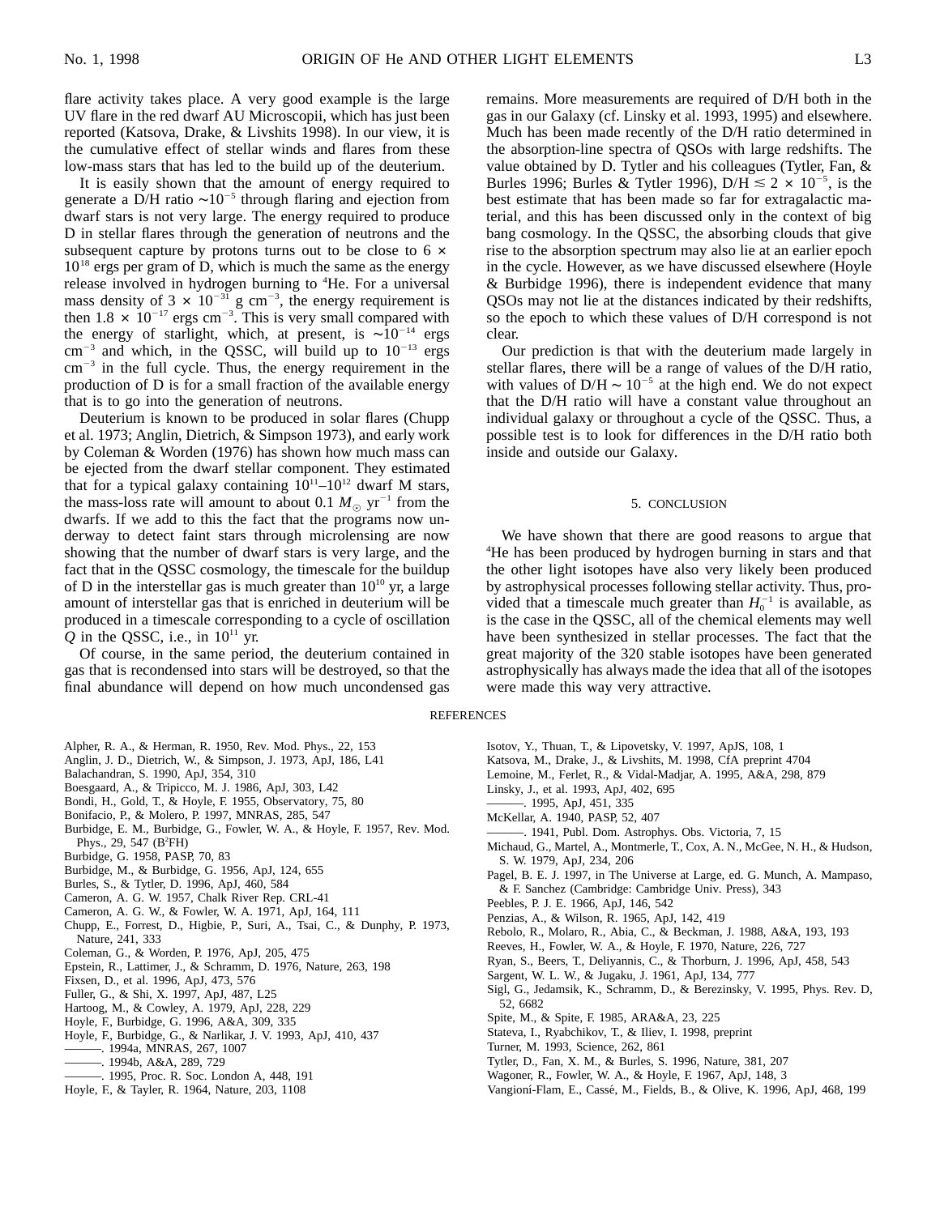flare activity takes place. A very good example is the large UV flare in the red dwarf AU Microscopii, which has just been reported (Katsova, Drake, & Livshits 1998). In our view, it is the cumulative effect of stellar winds and flares from these low-mass stars that has led to the build up of the deuterium.

It is easily shown that the amount of energy required to generate a D/H ratio $\sim 10^{-5}$ through flaring and ejection from dwarf stars is not very large. The energy required to produce D in stellar flares through the generation of neutrons and the subsequent capture by protons turns out to be close to $6 \times 10^{18}$ ergs per gram of D, which is much the same as the energy release involved in hydrogen burning to $^4$He. For a universal mass density of $3 \times 10^{-31}$ g cm$^{-3}$, the energy requirement is then $1.8 \times 10^{-17}$ ergs cm$^{-3}$. This is very small compared with the energy of starlight, which, at present, is $\sim 10^{-14}$ ergs cm$^{-3}$ and which, in the QSSC, will build up to $10^{-13}$ ergs cm$^{-3}$ in the full cycle. Thus, the energy requirement in the production of D is for a small fraction of the available energy that is to go into the generation of neutrons.

Deuterium is known to be produced in solar flares (Chupp et al. 1973; Anglin, Dietrich, & Simpson 1973), and early work by Coleman & Worden (1976) has shown how much mass can be ejected from the dwarf stellar component. They estimated that for a typical galaxy containing $10^{11}$–$10^{12}$ dwarf M stars, the mass-loss rate will amount to about 0.1 $M_\odot$ yr$^{-1}$ from the dwarfs. If we add to this the fact that the programs now underway to detect faint stars through microlensing are now showing that the number of dwarf stars is very large, and the fact that in the QSSC cosmology, the timescale for the buildup of D in the interstellar gas is much greater than $10^{10}$ yr, a large amount of interstellar gas that is enriched in deuterium will be produced in a timescale corresponding to a cycle of oscillation $Q$ in the QSSC, i.e., in $10^{11}$ yr.

Of course, in the same period, the deuterium contained in gas that is recondensed into stars will be destroyed, so that the final abundance will depend on how much uncondensed gas remains. More measurements are required of D/H both in the gas in our Galaxy (cf. Linsky et al. 1993, 1995) and elsewhere. Much has been made recently of the D/H ratio determined in the absorption-line spectra of QSOs with large redshifts. The value obtained by D. Tytler and his colleagues (Tytler, Fan, & Burles 1996; Burles & Tytler 1996), D/H $\lesssim 2 \times 10^{-5}$, is the best estimate that has been made so far for extragalactic material, and this has been discussed only in the context of big bang cosmology. In the QSSC, the absorbing clouds that give rise to the absorption spectrum may also lie at an earlier epoch in the cycle. However, as we have discussed elsewhere (Hoyle & Burbidge 1996), there is independent evidence that many QSOs may not lie at the distances indicated by their redshifts, so the epoch to which these values of D/H correspond is not clear.

Our prediction is that with the deuterium made largely in stellar flares, there will be a range of values of the D/H ratio, with values of D/H $\sim 10^{-5}$ at the high end. We do not expect that the D/H ratio will have a constant value throughout an individual galaxy or throughout a cycle of the QSSC. Thus, a possible test is to look for differences in the D/H ratio both inside and outside our Galaxy.

## 5. CONCLUSION

We have shown that there are good reasons to argue that $^4$He has been produced by hydrogen burning in stars and that the other light isotopes have also very likely been produced by astrophysical processes following stellar activity. Thus, provided that a timescale much greater than $H_0^{-1}$ is available, as is the case in the QSSC, all of the chemical elements may well have been synthesized in stellar processes. The fact that the great majority of the 320 stable isotopes have been generated astrophysically has always made the idea that all of the isotopes were made this way very attractive.

## REFERENCES

Alpher, R. A., & Herman, R. 1950, Rev. Mod. Phys., 22, 153
Anglin, J. D., Dietrich, W., & Simpson, J. 1973, ApJ, 186, L41
Balachandran, S. 1990, ApJ, 354, 310
Boesgaard, A., & Tripicco, M. J. 1986, ApJ, 303, L42
Bondi, H., Gold, T., & Hoyle, F. 1955, Observatory, 75, 80
Bonifacio, P., & Molero, P. 1997, MNRAS, 285, 547
Burbidge, E. M., Burbidge, G., Fowler, W. A., & Hoyle, F. 1957, Rev. Mod. Phys., 29, 547 (B$^2$FH)
Burbidge, G. 1958, PASP, 70, 83
Burbidge, M., & Burbidge, G. 1956, ApJ, 124, 655
Burles, S., & Tytler, D. 1996, ApJ, 460, 584
Cameron, A. G. W. 1957, Chalk River Rep. CRL-41
Cameron, A. G. W., & Fowler, W. A. 1971, ApJ, 164, 111
Chupp, E., Forrest, D., Higbie, P., Suri, A., Tsai, C., & Dunphy, P. 1973, Nature, 241, 333
Coleman, G., & Worden, P. 1976, ApJ, 205, 475
Epstein, R., Lattimer, J., & Schramm, D. 1976, Nature, 263, 198
Fixsen, D., et al. 1996, ApJ, 473, 576
Fuller, G., & Shi, X. 1997, ApJ, 487, L25
Hartoog, M., & Cowley, A. 1979, ApJ, 228, 229
Hoyle, F., Burbidge, G. 1996, A&A, 309, 335
Hoyle, F., Burbidge, G., & Narlikar, J. V. 1993, ApJ, 410, 437
———. 1994a, MNRAS, 267, 1007
———. 1994b, A&A, 289, 729
———. 1995, Proc. R. Soc. London A, 448, 191
Hoyle, F., & Tayler, R. 1964, Nature, 203, 1108
Isotov, Y., Thuan, T., & Lipovetsky, V. 1997, ApJS, 108, 1
Katsova, M., Drake, J., & Livshits, M. 1998, CfA preprint 4704
Lemoine, M., Ferlet, R., & Vidal-Madjar, A. 1995, A&A, 298, 879
Linsky, J., et al. 1993, ApJ, 402, 695
———. 1995, ApJ, 451, 335
McKellar, A. 1940, PASP, 52, 407
———. 1941, Publ. Dom. Astrophys. Obs. Victoria, 7, 15
Michaud, G., Martel, A., Montmerle, T., Cox, A. N., McGee, N. H., & Hudson, S. W. 1979, ApJ, 234, 206
Pagel, B. E. J. 1997, in The Universe at Large, ed. G. Munch, A. Mampaso, & F. Sanchez (Cambridge: Cambridge Univ. Press), 343
Peebles, P. J. E. 1966, ApJ, 146, 542
Penzias, A., & Wilson, R. 1965, ApJ, 142, 419
Rebolo, R., Molaro, R., Abia, C., & Beckman, J. 1988, A&A, 193, 193
Reeves, H., Fowler, W. A., & Hoyle, F. 1970, Nature, 226, 727
Ryan, S., Beers, T., Deliyannis, C., & Thorburn, J. 1996, ApJ, 458, 543
Sargent, W. L. W., & Jugaku, J. 1961, ApJ, 134, 777
Sigl, G., Jedamsik, K., Schramm, D., & Berezinsky, V. 1995, Phys. Rev. D, 52, 6682
Spite, M., & Spite, F. 1985, ARA&A, 23, 225
Stateva, I., Ryabchikov, T., & Iliev, I. 1998, preprint
Turner, M. 1993, Science, 262, 861
Tytler, D., Fan, X. M., & Burles, S. 1996, Nature, 381, 207
Wagoner, R., Fowler, W. A., & Hoyle, F. 1967, ApJ, 148, 3
Vangioní-Flam, E., Cassé, M., Fields, B., & Olive, K. 1996, ApJ, 468, 199